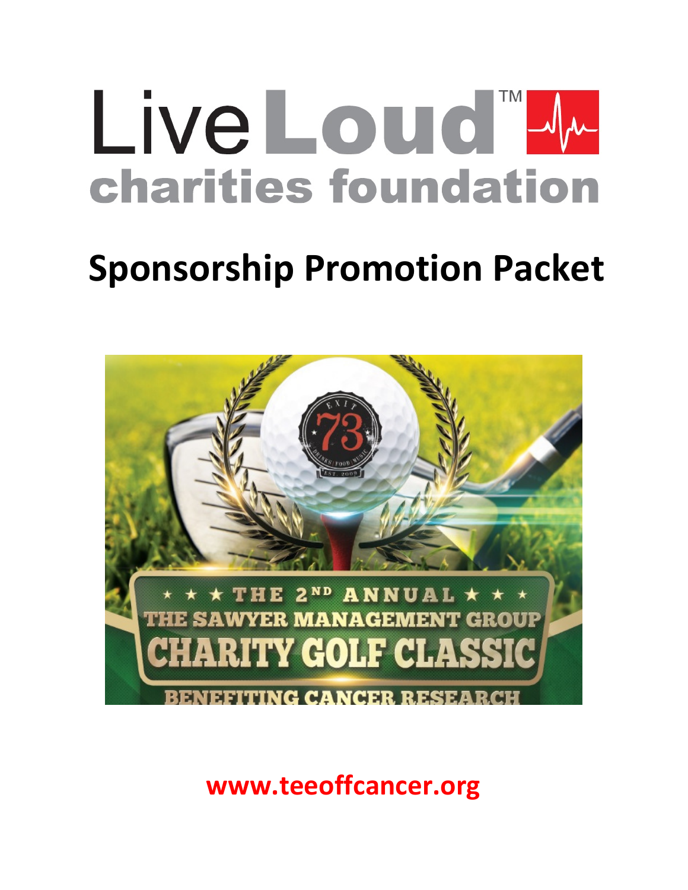# LiveLoud™ charities foundation

# Sponsorship Promotion Packet

★ ★ ★ THE 2ND ANNUAL ★ ★ ★

THE SAWYER MANAGEMENT GROUP

CHARITY GOLF CLASSIC

BENEFITING CANCER RESEARCH

**www.teeoffcancer.org**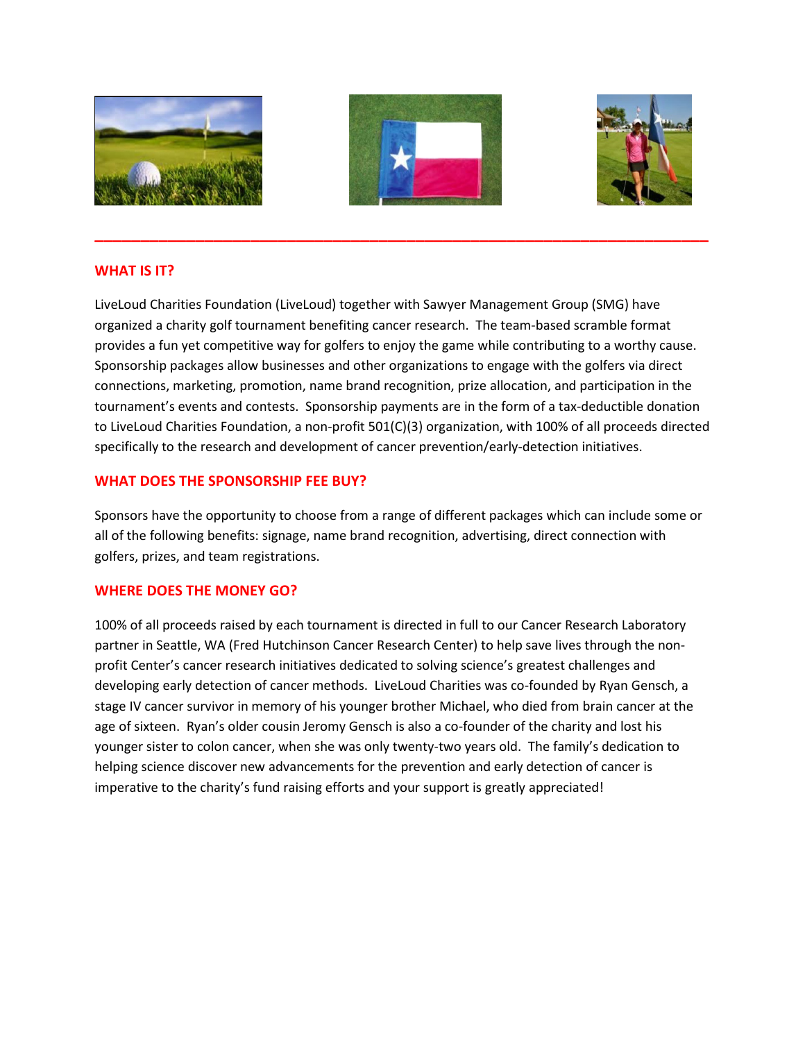---

## WHAT IS IT?

LiveLoud Charities Foundation (LiveLoud) together with Sawyer Management Group (SMG) have organized a charity golf tournament benefiting cancer research. The team-based scramble format provides a fun yet competitive way for golfers to enjoy the game while contributing to a worthy cause. Sponsorship packages allow businesses and other organizations to engage with the golfers via direct connections, marketing, promotion, name brand recognition, prize allocation, and participation in the tournament's events and contests. Sponsorship payments are in the form of a tax-deductible donation to LiveLoud Charities Foundation, a non-profit 501(C)(3) organization, with 100% of all proceeds directed specifically to the research and development of cancer prevention/early-detection initiatives.

## WHAT DOES THE SPONSORSHIP FEE BUY?

Sponsors have the opportunity to choose from a range of different packages which can include some or all of the following benefits: signage, name brand recognition, advertising, direct connection with golfers, prizes, and team registrations.

## WHERE DOES THE MONEY GO?

100% of all proceeds raised by each tournament is directed in full to our Cancer Research Laboratory partner in Seattle, WA (Fred Hutchinson Cancer Research Center) to help save lives through the non-profit Center's cancer research initiatives dedicated to solving science's greatest challenges and developing early detection of cancer methods. LiveLoud Charities was co-founded by Ryan Gensch, a stage IV cancer survivor in memory of his younger brother Michael, who died from brain cancer at the age of sixteen. Ryan's older cousin Jeromy Gensch is also a co-founder of the charity and lost his younger sister to colon cancer, when she was only twenty-two years old. The family's dedication to helping science discover new advancements for the prevention and early detection of cancer is imperative to the charity's fund raising efforts and your support is greatly appreciated!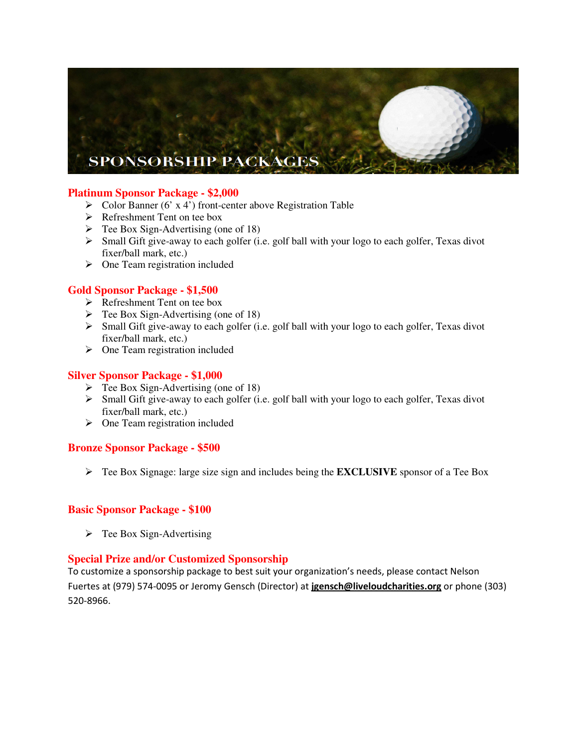# SPONSORSHIP PACKAGES

## Platinum Sponsor Package - $2,000

- Color Banner (6' x 4') front-center above Registration Table
- Refreshment Tent on tee box
- Tee Box Sign-Advertising (one of 18)
- Small Gift give-away to each golfer (i.e. golf ball with your logo to each golfer, Texas divot fixer/ball mark, etc.)
- One Team registration included

## Gold Sponsor Package - $1,500

- Refreshment Tent on tee box
- Tee Box Sign-Advertising (one of 18)
- Small Gift give-away to each golfer (i.e. golf ball with your logo to each golfer, Texas divot fixer/ball mark, etc.)
- One Team registration included

## Silver Sponsor Package - $1,000

- Tee Box Sign-Advertising (one of 18)
- Small Gift give-away to each golfer (i.e. golf ball with your logo to each golfer, Texas divot fixer/ball mark, etc.)
- One Team registration included

## Bronze Sponsor Package - $500

- Tee Box Signage: large size sign and includes being the **EXCLUSIVE** sponsor of a Tee Box

## Basic Sponsor Package - $100

- Tee Box Sign-Advertising

## Special Prize and/or Customized Sponsorship

To customize a sponsorship package to best suit your organization's needs, please contact Nelson Fuertes at (979) 574-0095 or Jeromy Gensch (Director) at **jgensch@liveloudcharities.org** or phone (303) 520-8966.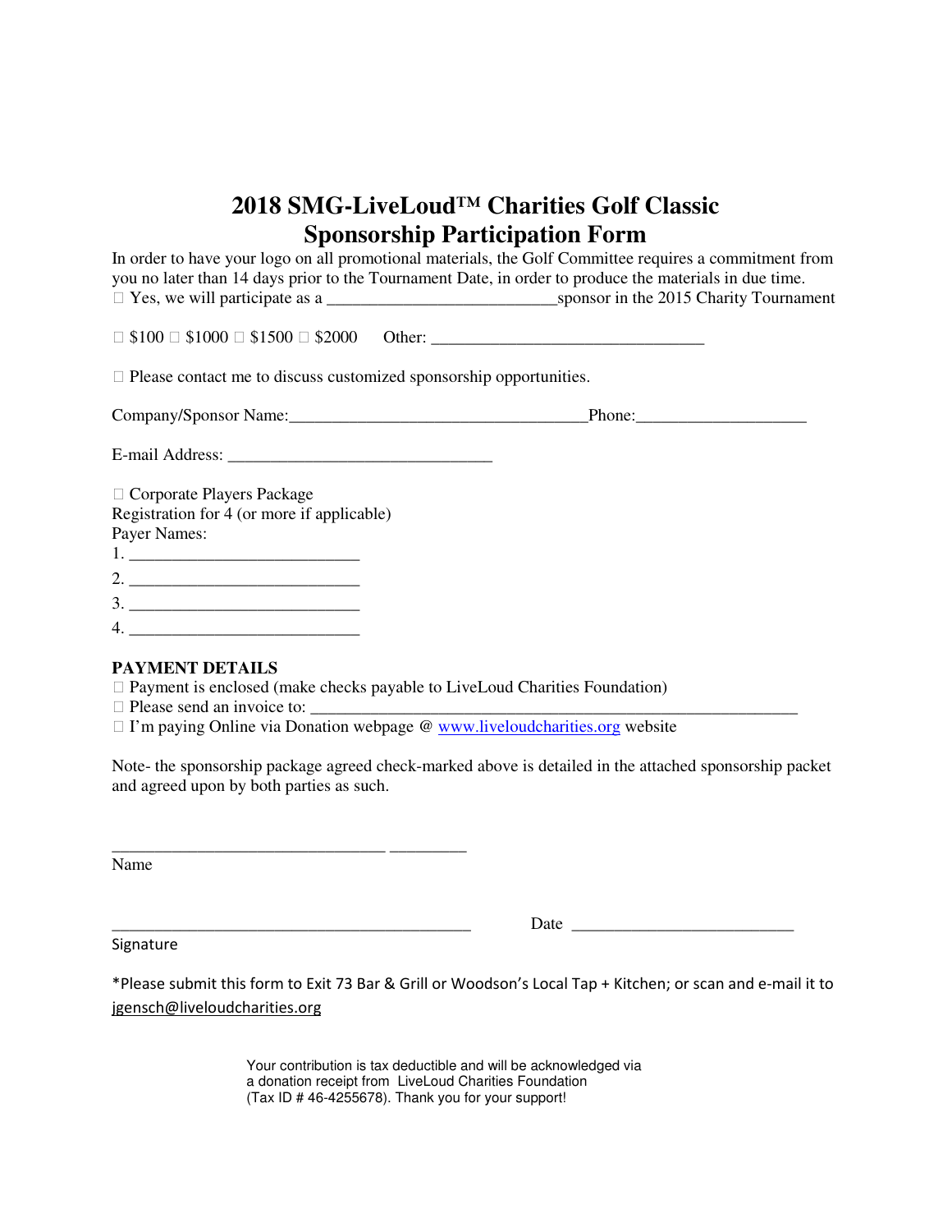# 2018 SMG-LiveLoud™ Charities Golf Classic
# Sponsorship Participation Form

In order to have your logo on all promotional materials, the Golf Committee requires a commitment from you no later than 14 days prior to the Tournament Date, in order to produce the materials in due time.

☐ Yes, we will participate as a ___________________________sponsor in the 2015 Charity Tournament

☐ $100 ☐ $1000 ☐ $1500 ☐ $2000    Other: ________________________________

☐ Please contact me to discuss customized sponsorship opportunities.

Company/Sponsor Name:__________________________________Phone:___________________

E-mail Address: ______________________________

☐ Corporate Players Package
Registration for 4 (or more if applicable)
Payer Names:
1. ___________________________
2. ___________________________
3. ___________________________
4. ___________________________

**PAYMENT DETAILS**

☐ Payment is enclosed (make checks payable to LiveLoud Charities Foundation)
☐ Please send an invoice to: _________________________________________________________
☐ I'm paying Online via Donation webpage @ www.liveloudcharities.org website

Note- the sponsorship package agreed check-marked above is detailed in the attached sponsorship packet and agreed upon by both parties as such.

________________________________ _________
Name

__________________________________________    Date __________________________
Signature

*Please submit this form to Exit 73 Bar & Grill or Woodson's Local Tap + Kitchen; or scan and e-mail it to jgensch@liveloudcharities.org

Your contribution is tax deductible and will be acknowledged via a donation receipt from LiveLoud Charities Foundation (Tax ID # 46-4255678). Thank you for your support!